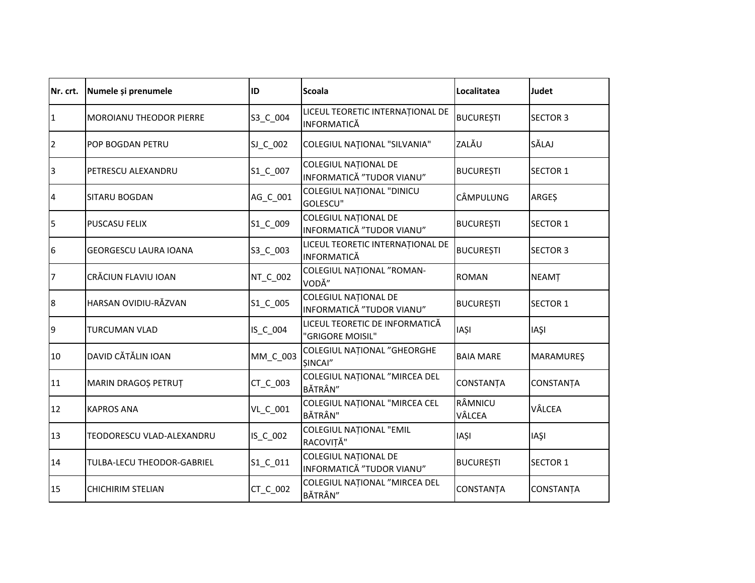| Nr. crt. | Numele și prenumele | ID | Scoala | Localitatea | Judet |
|---|---|---|---|---|---|
| 1 | MOROIANU THEODOR PIERRE | S3_C_004 | LICEUL TEORETIC INTERNAȚIONAL DE INFORMATICĂ | BUCUREȘTI | SECTOR 3 |
| 2 | POP BOGDAN PETRU | SJ_C_002 | COLEGIUL NAŢIONAL "SILVANIA" | ZALĂU | SĂLAJ |
| 3 | PETRESCU ALEXANDRU | S1_C_007 | COLEGIUL NAȚIONAL DE INFORMATICĂ ”TUDOR VIANU” | BUCUREȘTI | SECTOR 1 |
| 4 | SITARU BOGDAN | AG_C_001 | COLEGIUL NAȚIONAL "DINICU GOLESCU" | CÂMPULUNG | ARGEȘ |
| 5 | PUSCASU FELIX | S1_C_009 | COLEGIUL NAȚIONAL DE INFORMATICĂ ”TUDOR VIANU” | BUCUREȘTI | SECTOR 1 |
| 6 | GEORGESCU LAURA IOANA | S3_C_003 | LICEUL TEORETIC INTERNAȚIONAL DE INFORMATICĂ | BUCUREȘTI | SECTOR 3 |
| 7 | CRĂCIUN FLAVIU IOAN | NT_C_002 | COLEGIUL NAȚIONAL ”ROMAN-VODĂ” | ROMAN | NEAMȚ |
| 8 | HARSAN OVIDIU-RĂZVAN | S1_C_005 | COLEGIUL NAȚIONAL DE INFORMATICĂ ”TUDOR VIANU” | BUCUREȘTI | SECTOR 1 |
| 9 | TURCUMAN VLAD | IS_C_004 | LICEUL TEORETIC DE INFORMATICĂ "GRIGORE MOISIL" | IAȘI | IAŞI |
| 10 | DAVID CĂTĂLIN IOAN | MM_C_003 | COLEGIUL NAȚIONAL ”GHEORGHE ȘINCAI” | BAIA MARE | MARAMUREŞ |
| 11 | MARIN DRAGOȘ PETRUȚ | CT_C_003 | COLEGIUL NAȚIONAL ”MIRCEA DEL BĂTRÂN” | CONSTANȚA | CONSTANȚA |
| 12 | KAPROS ANA | VL_C_001 | COLEGIUL NAȚIONAL "MIRCEA CEL BĂTRÂN" | RÂMNICU VÂLCEA | VÂLCEA |
| 13 | TEODORESCU VLAD-ALEXANDRU | IS_C_002 | COLEGIUL NAȚIONAL "EMIL RACOVIȚĂ" | IAȘI | IAŞI |
| 14 | TULBA-LECU THEODOR-GABRIEL | S1_C_011 | COLEGIUL NAȚIONAL DE INFORMATICĂ ”TUDOR VIANU” | BUCUREȘTI | SECTOR 1 |
| 15 | CHICHIRIM STELIAN | CT_C_002 | COLEGIUL NAȚIONAL ”MIRCEA DEL BĂTRÂN” | CONSTANȚA | CONSTANȚA |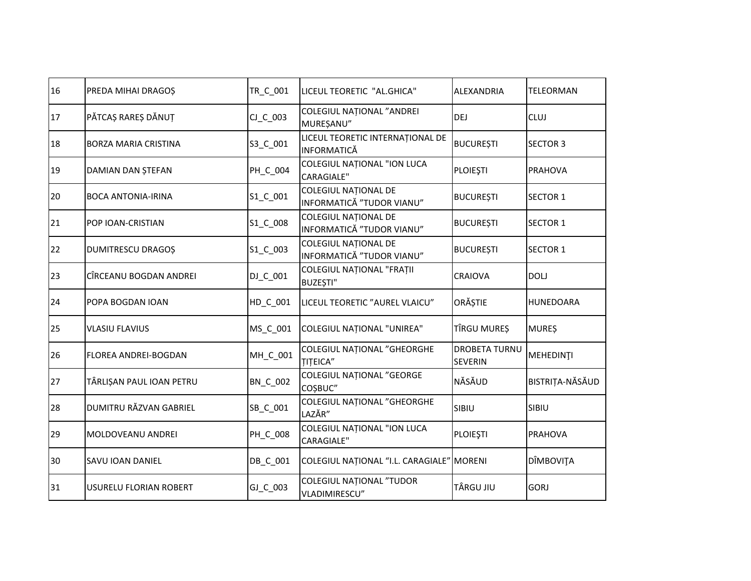| | | | | | |
|---|---|---|---|---|---|
| 16 | PREDA MIHAI DRAGOȘ | TR_C_001 | LICEUL TEORETIC  "AL.GHICA" | ALEXANDRIA | TELEORMAN |
| 17 | PĂTCAȘ RAREȘ DĂNUȚ | CJ_C_003 | COLEGIUL NAȚIONAL ”ANDREI MUREȘANU” | DEJ | CLUJ |
| 18 | BORZA MARIA CRISTINA | S3_C_001 | LICEUL TEORETIC INTERNAȚIONAL DE INFORMATICĂ | BUCUREȘTI | SECTOR 3 |
| 19 | DAMIAN DAN ȘTEFAN | PH_C_004 | COLEGIUL NAȚIONAL "ION LUCA CARAGIALE" | PLOIEŞTI | PRAHOVA |
| 20 | BOCA ANTONIA-IRINA | S1_C_001 | COLEGIUL NAȚIONAL DE INFORMATICĂ ”TUDOR VIANU” | BUCUREȘTI | SECTOR 1 |
| 21 | POP IOAN-CRISTIAN | S1_C_008 | COLEGIUL NAȚIONAL DE INFORMATICĂ ”TUDOR VIANU” | BUCUREȘTI | SECTOR 1 |
| 22 | DUMITRESCU DRAGOȘ | S1_C_003 | COLEGIUL NAȚIONAL DE INFORMATICĂ ”TUDOR VIANU” | BUCUREȘTI | SECTOR 1 |
| 23 | CÎRCEANU BOGDAN ANDREI | DJ_C_001 | COLEGIUL NAȚIONAL "FRAȚII BUZEȘTI" | CRAIOVA | DOLJ |
| 24 | POPA BOGDAN IOAN | HD_C_001 | LICEUL TEORETIC ”AUREL VLAICU” | ORĂȘTIE | HUNEDOARA |
| 25 | VLASIU FLAVIUS | MS_C_001 | COLEGIUL NAȚIONAL "UNIREA" | TÎRGU MUREȘ | MUREȘ |
| 26 | FLOREA ANDREI-BOGDAN | MH_C_001 | COLEGIUL NAȚIONAL ”GHEORGHE ȚIȚEICA” | DROBETA TURNU SEVERIN | MEHEDINŢI |
| 27 | TÂRLIȘAN PAUL IOAN PETRU | BN_C_002 | COLEGIUL NAȚIONAL ”GEORGE COȘBUC” | NĂSĂUD | BISTRIȚA-NĂSĂUD |
| 28 | DUMITRU RĂZVAN GABRIEL | SB_C_001 | COLEGIUL NAȚIONAL ”GHEORGHE LAZĂR” | SIBIU | SIBIU |
| 29 | MOLDOVEANU ANDREI | PH_C_008 | COLEGIUL NAȚIONAL "ION LUCA CARAGIALE" | PLOIEŞTI | PRAHOVA |
| 30 | SAVU IOAN DANIEL | DB_C_001 | COLEGIUL NAȚIONAL “I.L. CARAGIALE” | MORENI | DÎMBOVIŢA |
| 31 | USURELU FLORIAN ROBERT | GJ_C_003 | COLEGIUL NAȚIONAL ”TUDOR VLADIMIRESCU” | TÂRGU JIU | GORJ |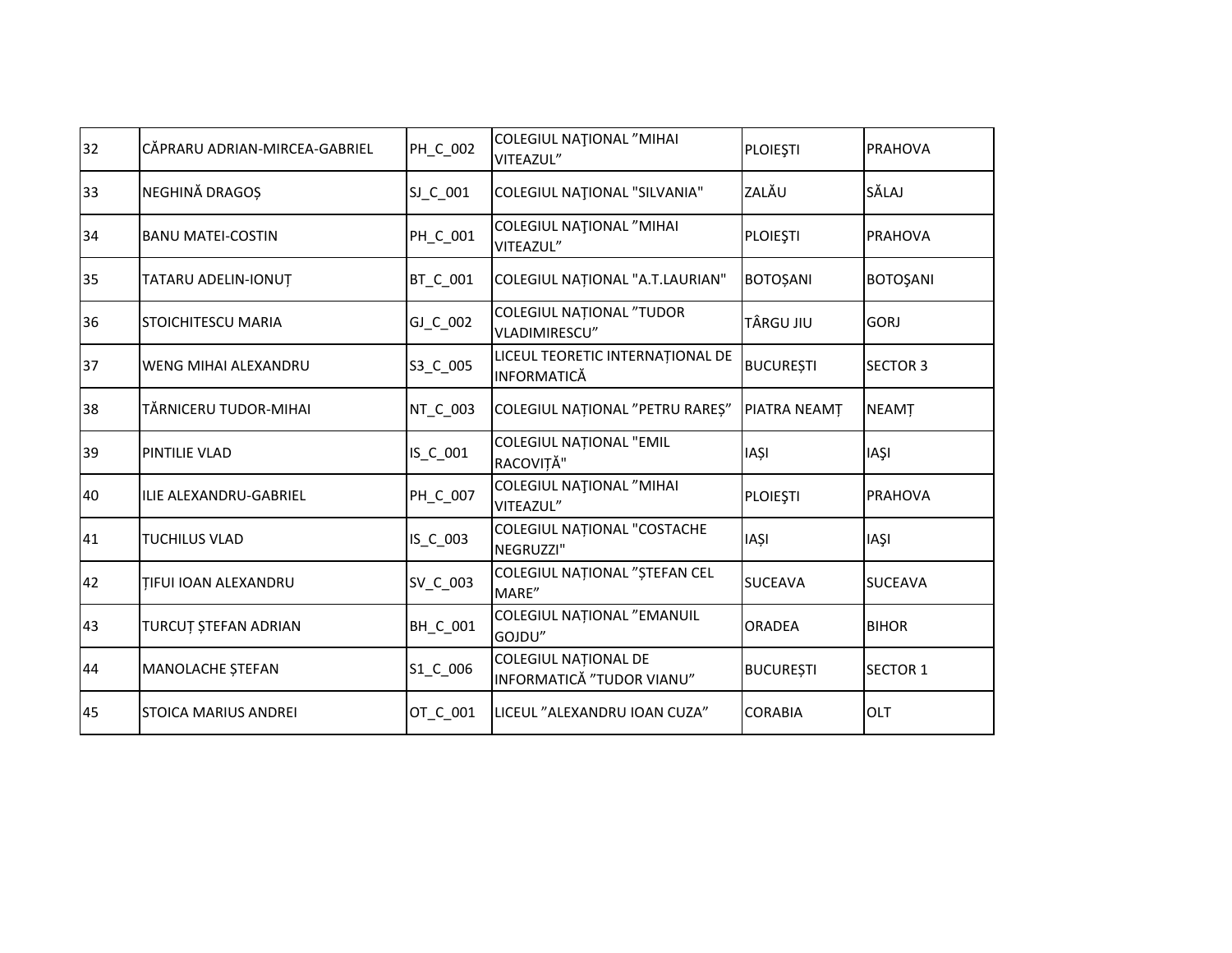| | | | | | |
|---|---|---|---|---|---|
| 32 | CĂPRARU ADRIAN-MIRCEA-GABRIEL | PH_C_002 | COLEGIUL NAŢIONAL ”MIHAI VITEAZUL” | PLOIEŞTI | PRAHOVA |
| 33 | NEGHINĂ DRAGOȘ | SJ_C_001 | COLEGIUL NAŢIONAL "SILVANIA" | ZALĂU | SĂLAJ |
| 34 | BANU MATEI-COSTIN | PH_C_001 | COLEGIUL NAŢIONAL ”MIHAI VITEAZUL” | PLOIEŞTI | PRAHOVA |
| 35 | TATARU ADELIN-IONUȚ | BT_C_001 | COLEGIUL NAȚIONAL "A.T.LAURIAN" | BOTOȘANI | BOTOŞANI |
| 36 | STOICHITESCU MARIA | GJ_C_002 | COLEGIUL NAȚIONAL ”TUDOR VLADIMIRESCU” | TÂRGU JIU | GORJ |
| 37 | WENG MIHAI ALEXANDRU | S3_C_005 | LICEUL TEORETIC INTERNAȚIONAL DE INFORMATICĂ | BUCUREȘTI | SECTOR 3 |
| 38 | TĂRNICERU TUDOR-MIHAI | NT_C_003 | COLEGIUL NAȚIONAL ”PETRU RAREȘ” | PIATRA NEAMȚ | NEAMȚ |
| 39 | PINTILIE VLAD | IS_C_001 | COLEGIUL NAȚIONAL "EMIL RACOVIȚĂ" | IAȘI | IAŞI |
| 40 | ILIE ALEXANDRU-GABRIEL | PH_C_007 | COLEGIUL NAŢIONAL ”MIHAI VITEAZUL” | PLOIEŞTI | PRAHOVA |
| 41 | TUCHILUS VLAD | IS_C_003 | COLEGIUL NAȚIONAL "COSTACHE NEGRUZZI" | IAȘI | IAŞI |
| 42 | ȚIFUI IOAN ALEXANDRU | SV_C_003 | COLEGIUL NAȚIONAL ”ȘTEFAN CEL MARE” | SUCEAVA | SUCEAVA |
| 43 | TURCUȚ ȘTEFAN ADRIAN | BH_C_001 | COLEGIUL NAȚIONAL ”EMANUIL GOJDU” | ORADEA | BIHOR |
| 44 | MANOLACHE ȘTEFAN | S1_C_006 | COLEGIUL NAȚIONAL DE INFORMATICĂ ”TUDOR VIANU” | BUCUREȘTI | SECTOR 1 |
| 45 | STOICA MARIUS ANDREI | OT_C_001 | LICEUL ”ALEXANDRU IOAN CUZA” | CORABIA | OLT |